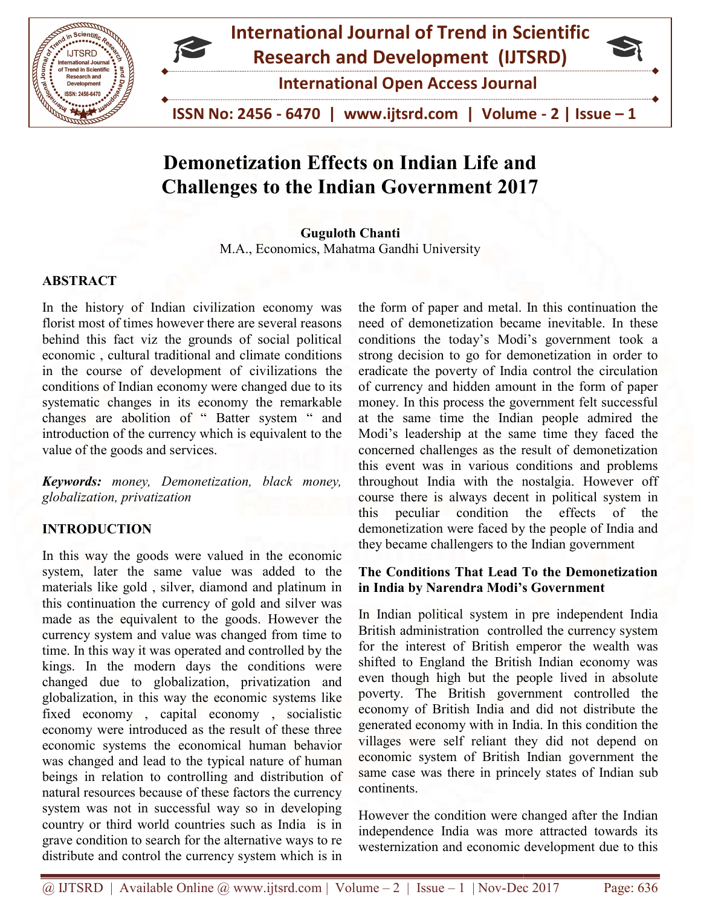# Demonetization Effects on Indian Life and Challenges to the Indian Government 2017

**Guguloth Chanti**
M.A., Economics, Mahatma Gandhi University

## ABSTRACT

In the history of Indian civilization economy was florist most of times however there are several reasons behind this fact viz the grounds of social political economic , cultural traditional and climate conditions in the course of development of civilizations the conditions of Indian economy were changed due to its systematic changes in its economy the remarkable changes are abolition of " Batter system " and introduction of the currency which is equivalent to the value of the goods and services.

***Keywords:*** *money, Demonetization, black money, globalization, privatization*

## INTRODUCTION

In this way the goods were valued in the economic system, later the same value was added to the materials like gold , silver, diamond and platinum in this continuation the currency of gold and silver was made as the equivalent to the goods. However the currency system and value was changed from time to time. In this way it was operated and controlled by the kings. In the modern days the conditions were changed due to globalization, privatization and globalization, in this way the economic systems like fixed economy , capital economy , socialistic economy were introduced as the result of these three economic systems the economical human behavior was changed and lead to the typical nature of human beings in relation to controlling and distribution of natural resources because of these factors the currency system was not in successful way so in developing country or third world countries such as India is in grave condition to search for the alternative ways to re distribute and control the currency system which is in the form of paper and metal. In this continuation the need of demonetization became inevitable. In these conditions the today's Modi's government took a strong decision to go for demonetization in order to eradicate the poverty of India control the circulation of currency and hidden amount in the form of paper money. In this process the government felt successful at the same time the Indian people admired the Modi's leadership at the same time they faced the concerned challenges as the result of demonetization this event was in various conditions and problems throughout India with the nostalgia. However off course there is always decent in political system in this peculiar condition the effects of the demonetization were faced by the people of India and they became challengers to the Indian government

### The Conditions That Lead To the Demonetization in India by Narendra Modi's Government

In Indian political system in pre independent India British administration controlled the currency system for the interest of British emperor the wealth was shifted to England the British Indian economy was even though high but the people lived in absolute poverty. The British government controlled the economy of British India and did not distribute the generated economy with in India. In this condition the villages were self reliant they did not depend on economic system of British Indian government the same case was there in princely states of Indian sub continents.

However the condition were changed after the Indian independence India was more attracted towards its westernization and economic development due to this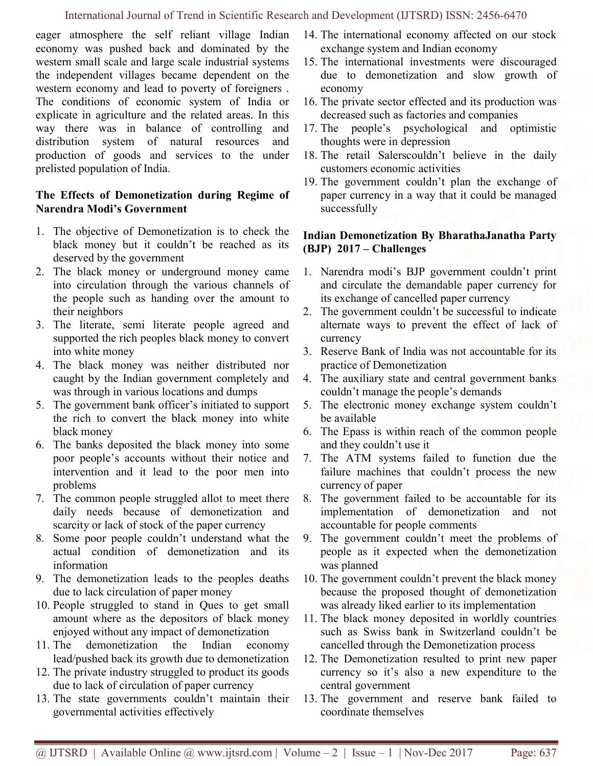eager atmosphere the self reliant village Indian economy was pushed back and dominated by the western small scale and large scale industrial systems the independent villages became dependent on the western economy and lead to poverty of foreigners . The conditions of economic system of India or explicate in agriculture and the related areas. In this way there was in balance of controlling and distribution system of natural resources and production of goods and services to the under prelisted population of India.

**The Effects of Demonetization during Regime of Narendra Modi's Government**

1. The objective of Demonetization is to check the black money but it couldn't be reached as its deserved by the government
2. The black money or underground money came into circulation through the various channels of the people such as handing over the amount to their neighbors
3. The literate, semi literate people agreed and supported the rich peoples black money to convert into white money
4. The black money was neither distributed nor caught by the Indian government completely and was through in various locations and dumps
5. The government bank officer's initiated to support the rich to convert the black money into white black money
6. The banks deposited the black money into some poor people's accounts without their notice and intervention and it lead to the poor men into problems
7. The common people struggled allot to meet there daily needs because of demonetization and scarcity or lack of stock of the paper currency
8. Some poor people couldn't understand what the actual condition of demonetization and its information
9. The demonetization leads to the peoples deaths due to lack circulation of paper money
10. People struggled to stand in Ques to get small amount where as the depositors of black money enjoyed without any impact of demonetization
11. The demonetization the Indian economy lead/pushed back its growth due to demonetization
12. The private industry struggled to product its goods due to lack of circulation of paper currency
13. The state governments couldn't maintain their governmental activities effectively
14. The international economy affected on our stock exchange system and Indian economy
15. The international investments were discouraged due to demonetization and slow growth of economy
16. The private sector effected and its production was decreased such as factories and companies
17. The people's psychological and optimistic thoughts were in depression
18. The retail Salerscouldn't believe in the daily customers economic activities
19. The government couldn't plan the exchange of paper currency in a way that it could be managed successfully

**Indian Demonetization By BharathaJanatha Party (BJP) 2017 – Challenges**

1. Narendra modi's BJP government couldn't print and circulate the demandable paper currency for its exchange of cancelled paper currency
2. The government couldn't be successful to indicate alternate ways to prevent the effect of lack of currency
3. Reserve Bank of India was not accountable for its practice of Demonetization
4. The auxiliary state and central government banks couldn't manage the people's demands
5. The electronic money exchange system couldn't be available
6. The Epass is within reach of the common people and they couldn't use it
7. The ATM systems failed to function due the failure machines that couldn't process the new currency of paper
8. The government failed to be accountable for its implementation of demonetization and not accountable for people comments
9. The government couldn't meet the problems of people as it expected when the demonetization was planned
10. The government couldn't prevent the black money because the proposed thought of demonetization was already liked earlier to its implementation
11. The black money deposited in worldly countries such as Swiss bank in Switzerland couldn't be cancelled through the Demonetization process
12. The Demonetization resulted to print new paper currency so it's also a new expenditure to the central government
13. The government and reserve bank failed to coordinate themselves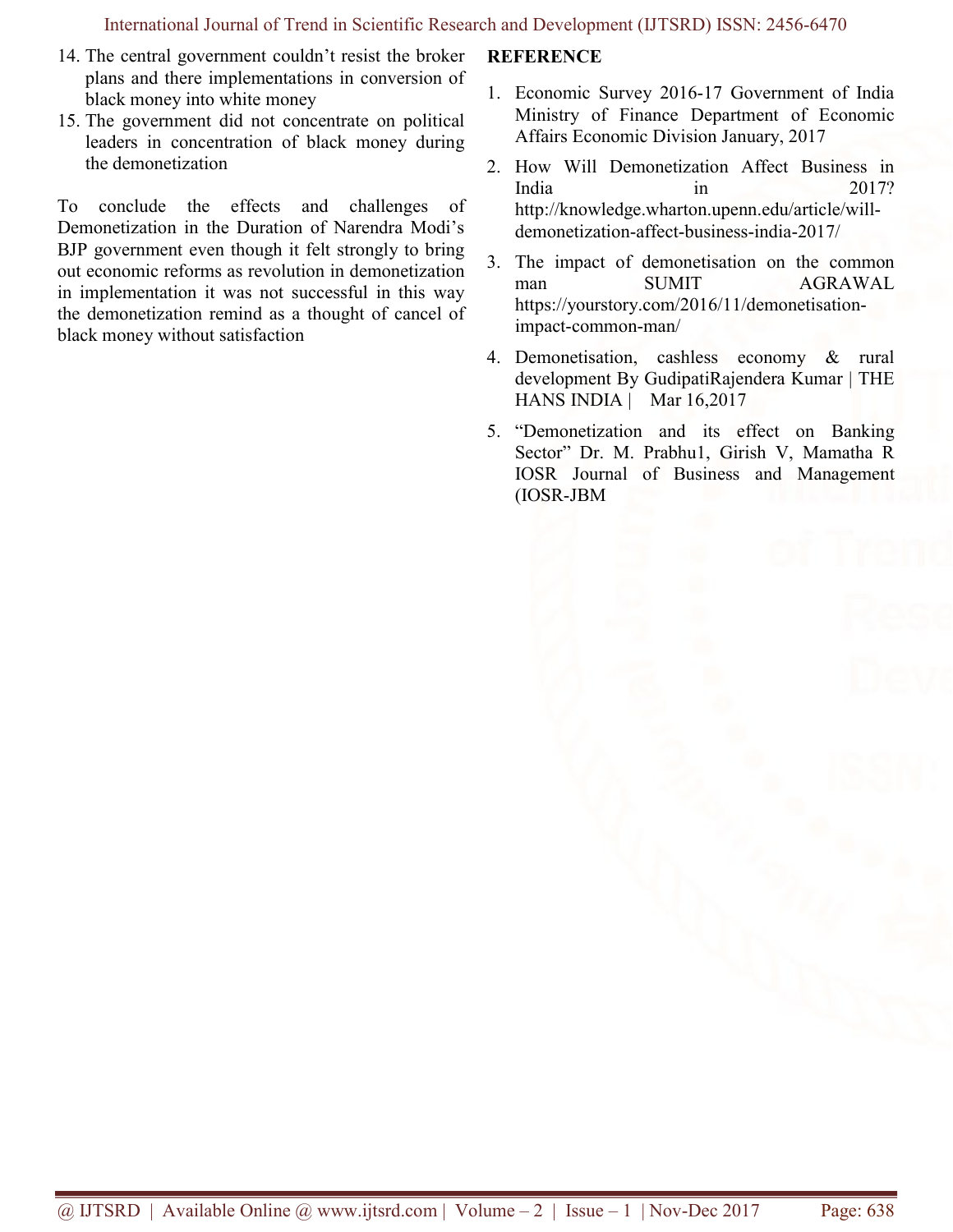14. The central government couldn't resist the broker plans and there implementations in conversion of black money into white money
15. The government did not concentrate on political leaders in concentration of black money during the demonetization

To conclude the effects and challenges of Demonetization in the Duration of Narendra Modi's BJP government even though it felt strongly to bring out economic reforms as revolution in demonetization in implementation it was not successful in this way the demonetization remind as a thought of cancel of black money without satisfaction

**REFERENCE**

1. Economic Survey 2016-17 Government of India Ministry of Finance Department of Economic Affairs Economic Division January, 2017
2. How Will Demonetization Affect Business in India in 2017? http://knowledge.wharton.upenn.edu/article/will-demonetization-affect-business-india-2017/
3. The impact of demonetisation on the common man SUMIT AGRAWAL https://yourstory.com/2016/11/demonetisation-impact-common-man/
4. Demonetisation, cashless economy & rural development By GudipatiRajendera Kumar | THE HANS INDIA | Mar 16,2017
5. "Demonetization and its effect on Banking Sector" Dr. M. Prabhu1, Girish V, Mamatha R IOSR Journal of Business and Management (IOSR-JBM